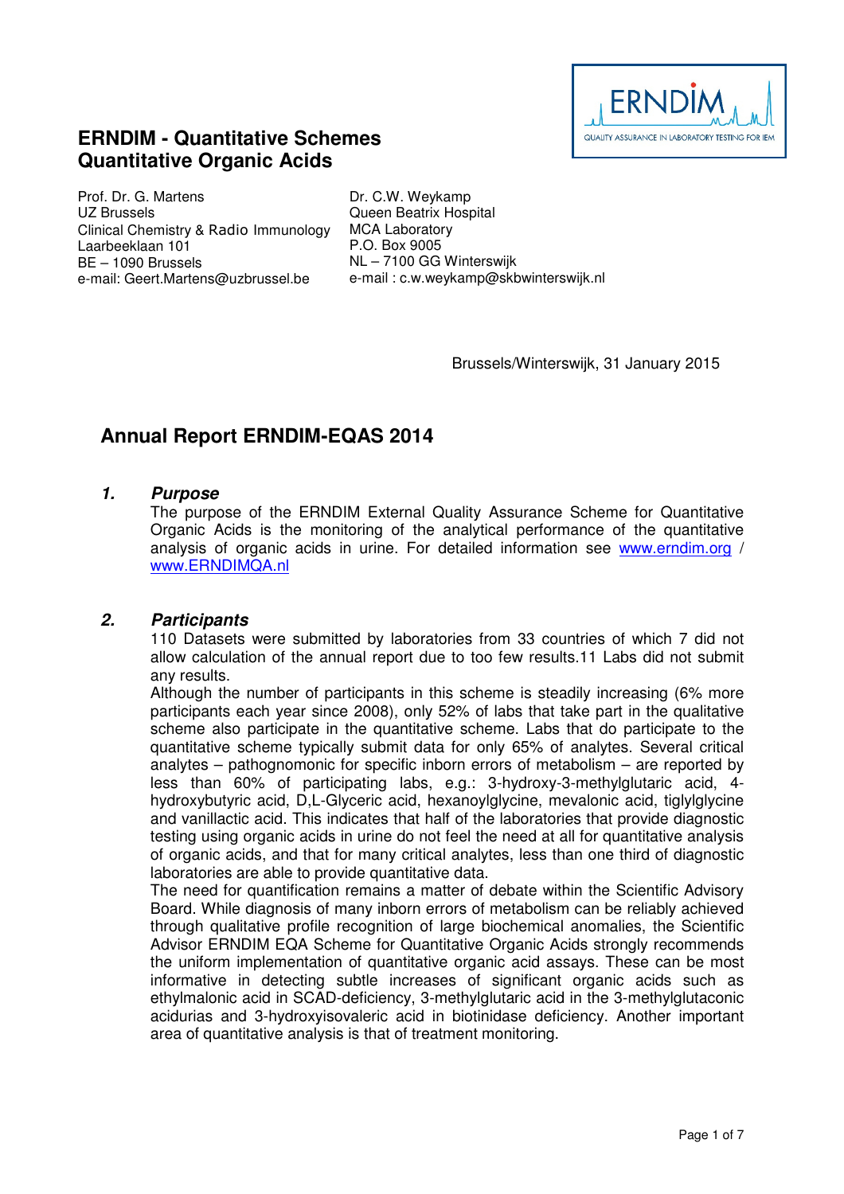# ERNDIM - Quantitative Schemes
# Quantitative Organic Acids

Prof. Dr. G. Martens
UZ Brussels
Clinical Chemistry & Radio Immunology
Laarbeeklaan 101
BE – 1090 Brussels
e-mail: Geert.Martens@uzbrussel.be

Dr. C.W. Weykamp
Queen Beatrix Hospital
MCA Laboratory
P.O. Box 9005
NL – 7100 GG Winterswijk
e-mail : c.w.weykamp@skbwinterswijk.nl

Brussels/Winterswijk, 31 January 2015

## Annual Report ERNDIM-EQAS 2014

### *1. Purpose*

The purpose of the ERNDIM External Quality Assurance Scheme for Quantitative Organic Acids is the monitoring of the analytical performance of the quantitative analysis of organic acids in urine. For detailed information see www.erndim.org / www.ERNDIMQA.nl

### *2. Participants*

110 Datasets were submitted by laboratories from 33 countries of which 7 did not allow calculation of the annual report due to too few results.11 Labs did not submit any results.

Although the number of participants in this scheme is steadily increasing (6% more participants each year since 2008), only 52% of labs that take part in the qualitative scheme also participate in the quantitative scheme. Labs that do participate to the quantitative scheme typically submit data for only 65% of analytes. Several critical analytes – pathognomonic for specific inborn errors of metabolism – are reported by less than 60% of participating labs, e.g.: 3-hydroxy-3-methylglutaric acid, 4-hydroxybutyric acid, D,L-Glyceric acid, hexanoylglycine, mevalonic acid, tiglylglycine and vanillactic acid. This indicates that half of the laboratories that provide diagnostic testing using organic acids in urine do not feel the need at all for quantitative analysis of organic acids, and that for many critical analytes, less than one third of diagnostic laboratories are able to provide quantitative data.

The need for quantification remains a matter of debate within the Scientific Advisory Board. While diagnosis of many inborn errors of metabolism can be reliably achieved through qualitative profile recognition of large biochemical anomalies, the Scientific Advisor ERNDIM EQA Scheme for Quantitative Organic Acids strongly recommends the uniform implementation of quantitative organic acid assays. These can be most informative in detecting subtle increases of significant organic acids such as ethylmalonic acid in SCAD-deficiency, 3-methylglutaric acid in the 3-methylglutaconic acidurias and 3-hydroxyisovaleric acid in biotinidase deficiency. Another important area of quantitative analysis is that of treatment monitoring.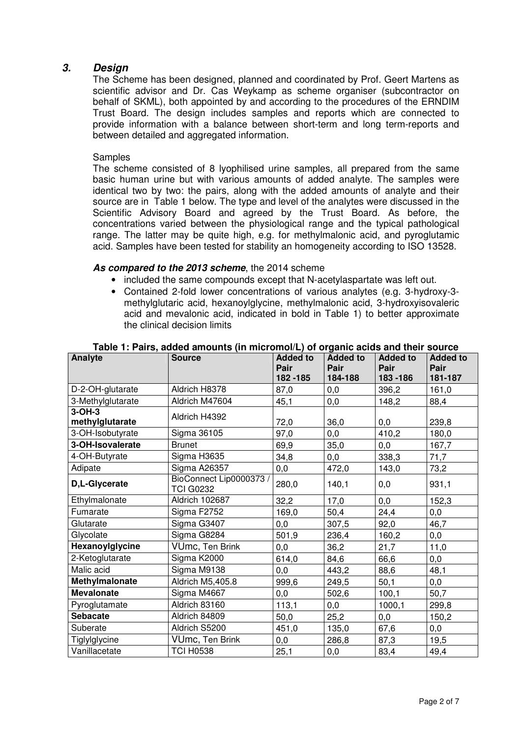## 3. *Design*

The Scheme has been designed, planned and coordinated by Prof. Geert Martens as scientific advisor and Dr. Cas Weykamp as scheme organiser (subcontractor on behalf of SKML), both appointed by and according to the procedures of the ERNDIM Trust Board. The design includes samples and reports which are connected to provide information with a balance between short-term and long term-reports and between detailed and aggregated information.

Samples

The scheme consisted of 8 lyophilised urine samples, all prepared from the same basic human urine but with various amounts of added analyte. The samples were identical two by two: the pairs, along with the added amounts of analyte and their source are in Table 1 below. The type and level of the analytes were discussed in the Scientific Advisory Board and agreed by the Trust Board. As before, the concentrations varied between the physiological range and the typical pathological range. The latter may be quite high, e.g. for methylmalonic acid, and pyroglutamic acid. Samples have been tested for stability an homogeneity according to ISO 13528.

***As compared to the 2013 scheme***, the 2014 scheme

- included the same compounds except that N-acetylaspartate was left out.
- Contained 2-fold lower concentrations of various analytes (e.g. 3-hydroxy-3-methylglutaric acid, hexanoylglycine, methylmalonic acid, 3-hydroxyisovaleric acid and mevalonic acid, indicated in bold in Table 1) to better approximate the clinical decision limits

**Table 1: Pairs, added amounts (in micromol/L) of organic acids and their source**

| Analyte | Source | Added to Pair 182 -185 | Added to Pair 184-188 | Added to Pair 183 -186 | Added to Pair 181-187 |
|---|---|---|---|---|---|
| D-2-OH-glutarate | Aldrich H8378 | 87,0 | 0,0 | 396,2 | 161,0 |
| 3-Methylglutarate | Aldrich M47604 | 45,1 | 0,0 | 148,2 | 88,4 |
| **3-OH-3 methylglutarate** | Aldrich H4392 | 72,0 | 36,0 | 0,0 | 239,8 |
| 3-OH-Isobutyrate | Sigma 36105 | 97,0 | 0,0 | 410,2 | 180,0 |
| **3-OH-Isovalerate** | Brunet | 69,9 | 35,0 | 0,0 | 167,7 |
| 4-OH-Butyrate | Sigma H3635 | 34,8 | 0,0 | 338,3 | 71,7 |
| Adipate | Sigma A26357 | 0,0 | 472,0 | 143,0 | 73,2 |
| **D,L-Glycerate** | BioConnect Lip0000373 / TCI G0232 | 280,0 | 140,1 | 0,0 | 931,1 |
| Ethylmalonate | Aldrich 102687 | 32,2 | 17,0 | 0,0 | 152,3 |
| Fumarate | Sigma F2752 | 169,0 | 50,4 | 24,4 | 0,0 |
| Glutarate | Sigma G3407 | 0,0 | 307,5 | 92,0 | 46,7 |
| Glycolate | Sigma G8284 | 501,9 | 236,4 | 160,2 | 0,0 |
| **Hexanoylglycine** | VUmc, Ten Brink | 0,0 | 36,2 | 21,7 | 11,0 |
| 2-Ketoglutarate | Sigma K2000 | 614,0 | 84,6 | 66,6 | 0,0 |
| Malic acid | Sigma M9138 | 0,0 | 443,2 | 88,6 | 48,1 |
| **Methylmalonate** | Aldrich M5,405.8 | 999,6 | 249,5 | 50,1 | 0,0 |
| **Mevalonate** | Sigma M4667 | 0,0 | 502,6 | 100,1 | 50,7 |
| Pyroglutamate | Aldrich 83160 | 113,1 | 0,0 | 1000,1 | 299,8 |
| **Sebacate** | Aldrich 84809 | 50,0 | 25,2 | 0,0 | 150,2 |
| Suberate | Aldrich S5200 | 451,0 | 135,0 | 67,6 | 0,0 |
| Tiglylglycine | VUmc, Ten Brink | 0,0 | 286,8 | 87,3 | 19,5 |
| Vanillacetate | TCI H0538 | 25,1 | 0,0 | 83,4 | 49,4 |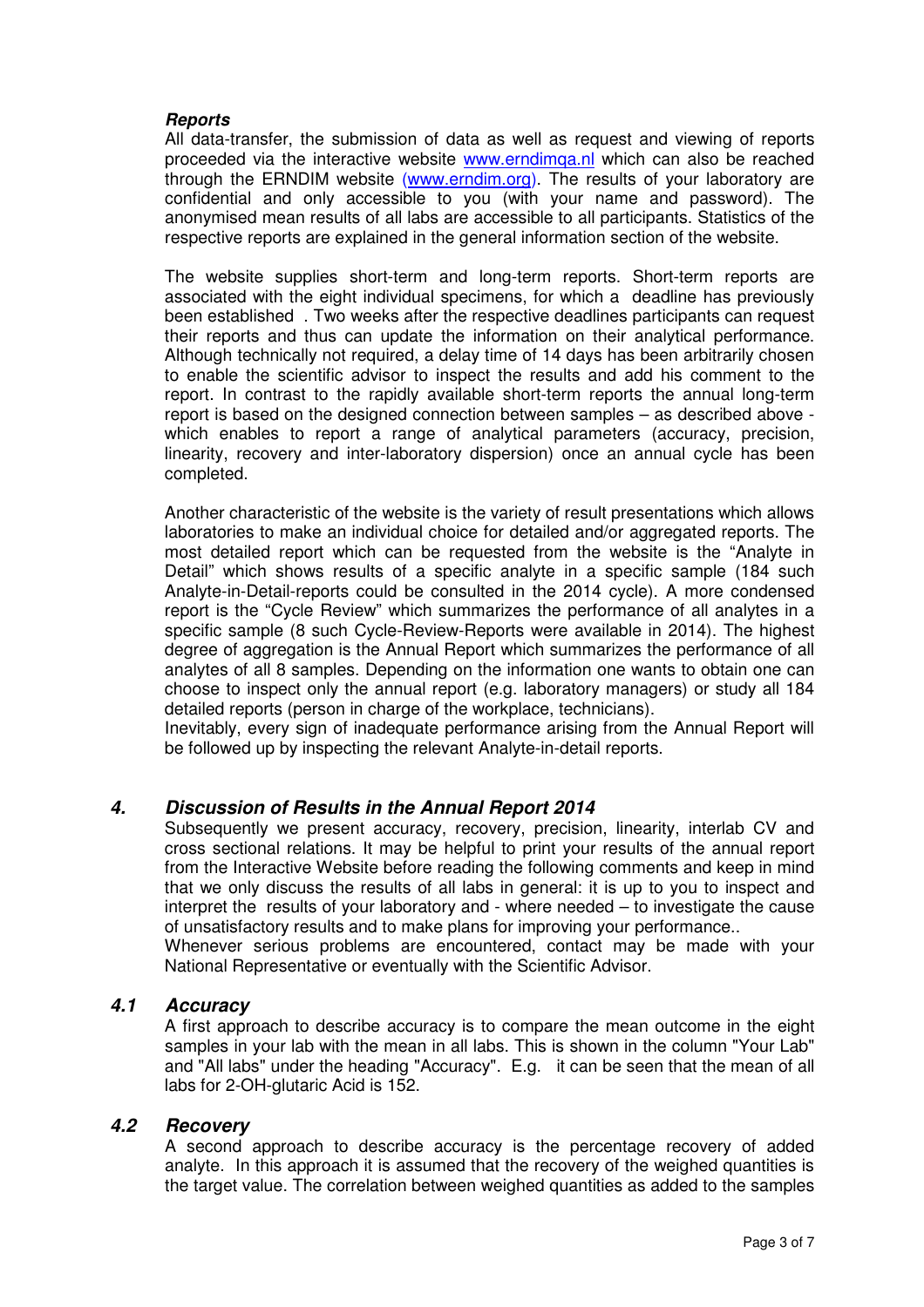### *Reports*

All data-transfer, the submission of data as well as request and viewing of reports proceeded via the interactive website [www.erndimqa.nl](http://www.erndimqa.nl) which can also be reached through the ERNDIM website ([www.erndim.org](http://www.erndim.org)). The results of your laboratory are confidential and only accessible to you (with your name and password). The anonymised mean results of all labs are accessible to all participants. Statistics of the respective reports are explained in the general information section of the website.

The website supplies short-term and long-term reports. Short-term reports are associated with the eight individual specimens, for which a deadline has previously been established . Two weeks after the respective deadlines participants can request their reports and thus can update the information on their analytical performance. Although technically not required, a delay time of 14 days has been arbitrarily chosen to enable the scientific advisor to inspect the results and add his comment to the report. In contrast to the rapidly available short-term reports the annual long-term report is based on the designed connection between samples – as described above - which enables to report a range of analytical parameters (accuracy, precision, linearity, recovery and inter-laboratory dispersion) once an annual cycle has been completed.

Another characteristic of the website is the variety of result presentations which allows laboratories to make an individual choice for detailed and/or aggregated reports. The most detailed report which can be requested from the website is the "Analyte in Detail" which shows results of a specific analyte in a specific sample (184 such Analyte-in-Detail-reports could be consulted in the 2014 cycle). A more condensed report is the "Cycle Review" which summarizes the performance of all analytes in a specific sample (8 such Cycle-Review-Reports were available in 2014). The highest degree of aggregation is the Annual Report which summarizes the performance of all analytes of all 8 samples. Depending on the information one wants to obtain one can choose to inspect only the annual report (e.g. laboratory managers) or study all 184 detailed reports (person in charge of the workplace, technicians).
Inevitably, every sign of inadequate performance arising from the Annual Report will be followed up by inspecting the relevant Analyte-in-detail reports.

## *4. Discussion of Results in the Annual Report 2014*

Subsequently we present accuracy, recovery, precision, linearity, interlab CV and cross sectional relations. It may be helpful to print your results of the annual report from the Interactive Website before reading the following comments and keep in mind that we only discuss the results of all labs in general: it is up to you to inspect and interpret the results of your laboratory and - where needed – to investigate the cause of unsatisfactory results and to make plans for improving your performance..
Whenever serious problems are encountered, contact may be made with your National Representative or eventually with the Scientific Advisor.

### *4.1 Accuracy*

A first approach to describe accuracy is to compare the mean outcome in the eight samples in your lab with the mean in all labs. This is shown in the column "Your Lab" and "All labs" under the heading "Accuracy". E.g. it can be seen that the mean of all labs for 2-OH-glutaric Acid is 152.

### *4.2 Recovery*

A second approach to describe accuracy is the percentage recovery of added analyte. In this approach it is assumed that the recovery of the weighed quantities is the target value. The correlation between weighed quantities as added to the samples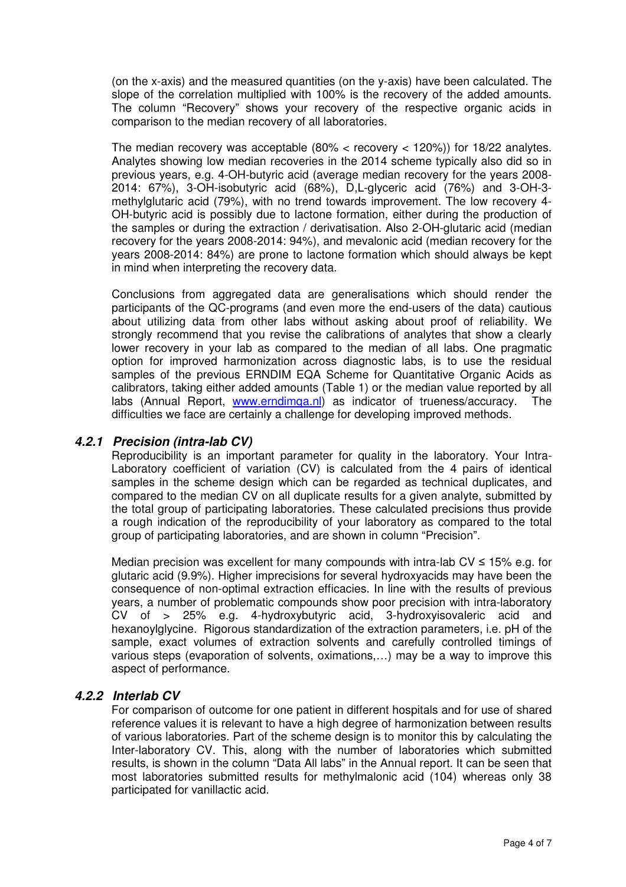(on the x-axis) and the measured quantities (on the y-axis) have been calculated. The slope of the correlation multiplied with 100% is the recovery of the added amounts. The column "Recovery" shows your recovery of the respective organic acids in comparison to the median recovery of all laboratories.

The median recovery was acceptable (80% < recovery < 120%)) for 18/22 analytes. Analytes showing low median recoveries in the 2014 scheme typically also did so in previous years, e.g. 4-OH-butyric acid (average median recovery for the years 2008-2014: 67%), 3-OH-isobutyric acid (68%), D,L-glyceric acid (76%) and 3-OH-3-methylglutaric acid (79%), with no trend towards improvement. The low recovery 4-OH-butyric acid is possibly due to lactone formation, either during the production of the samples or during the extraction / derivatisation. Also 2-OH-glutaric acid (median recovery for the years 2008-2014: 94%), and mevalonic acid (median recovery for the years 2008-2014: 84%) are prone to lactone formation which should always be kept in mind when interpreting the recovery data.

Conclusions from aggregated data are generalisations which should render the participants of the QC-programs (and even more the end-users of the data) cautious about utilizing data from other labs without asking about proof of reliability. We strongly recommend that you revise the calibrations of analytes that show a clearly lower recovery in your lab as compared to the median of all labs. One pragmatic option for improved harmonization across diagnostic labs, is to use the residual samples of the previous ERNDIM EQA Scheme for Quantitative Organic Acids as calibrators, taking either added amounts (Table 1) or the median value reported by all labs (Annual Report, www.erndimqa.nl) as indicator of trueness/accuracy. The difficulties we face are certainly a challenge for developing improved methods.

### *4.2.1 Precision (intra-lab CV)*

Reproducibility is an important parameter for quality in the laboratory. Your Intra-Laboratory coefficient of variation (CV) is calculated from the 4 pairs of identical samples in the scheme design which can be regarded as technical duplicates, and compared to the median CV on all duplicate results for a given analyte, submitted by the total group of participating laboratories. These calculated precisions thus provide a rough indication of the reproducibility of your laboratory as compared to the total group of participating laboratories, and are shown in column "Precision".

Median precision was excellent for many compounds with intra-lab CV ≤ 15% e.g. for glutaric acid (9.9%). Higher imprecisions for several hydroxyacids may have been the consequence of non-optimal extraction efficacies. In line with the results of previous years, a number of problematic compounds show poor precision with intra-laboratory CV of > 25% e.g. 4-hydroxybutyric acid, 3-hydroxyisovaleric acid and hexanoylglycine. Rigorous standardization of the extraction parameters, i.e. pH of the sample, exact volumes of extraction solvents and carefully controlled timings of various steps (evaporation of solvents, oximations,…) may be a way to improve this aspect of performance.

### *4.2.2 Interlab CV*

For comparison of outcome for one patient in different hospitals and for use of shared reference values it is relevant to have a high degree of harmonization between results of various laboratories. Part of the scheme design is to monitor this by calculating the Inter-laboratory CV. This, along with the number of laboratories which submitted results, is shown in the column "Data All labs" in the Annual report. It can be seen that most laboratories submitted results for methylmalonic acid (104) whereas only 38 participated for vanillactic acid.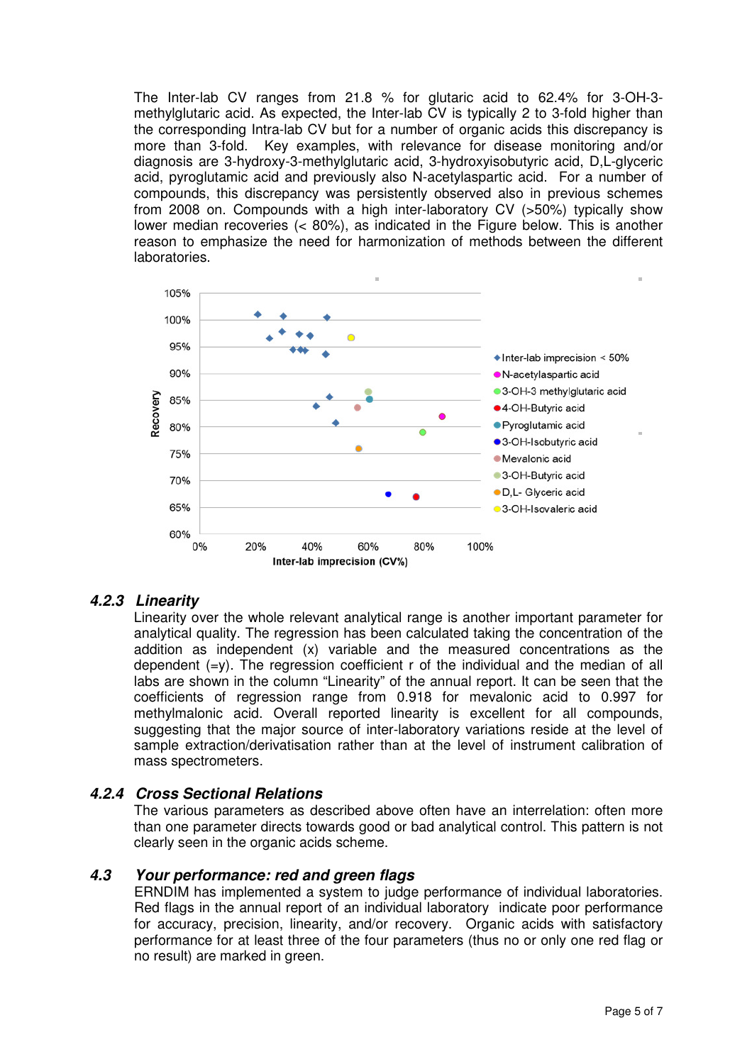The Inter-lab CV ranges from 21.8 % for glutaric acid to 62.4% for 3-OH-3-methylglutaric acid. As expected, the Inter-lab CV is typically 2 to 3-fold higher than the corresponding Intra-lab CV but for a number of organic acids this discrepancy is more than 3-fold. Key examples, with relevance for disease monitoring and/or diagnosis are 3-hydroxy-3-methylglutaric acid, 3-hydroxyisobutyric acid, D,L-glyceric acid, pyroglutamic acid and previously also N-acetylaspartic acid. For a number of compounds, this discrepancy was persistently observed also in previous schemes from 2008 on. Compounds with a high inter-laboratory CV (>50%) typically show lower median recoveries (< 80%), as indicated in the Figure below. This is another reason to emphasize the need for harmonization of methods between the different laboratories.

### 4.2.3 *Linearity*

Linearity over the whole relevant analytical range is another important parameter for analytical quality. The regression has been calculated taking the concentration of the addition as independent (x) variable and the measured concentrations as the dependent (=y). The regression coefficient r of the individual and the median of all labs are shown in the column "Linearity" of the annual report. It can be seen that the coefficients of regression range from 0.918 for mevalonic acid to 0.997 for methylmalonic acid. Overall reported linearity is excellent for all compounds, suggesting that the major source of inter-laboratory variations reside at the level of sample extraction/derivatisation rather than at the level of instrument calibration of mass spectrometers.

### 4.2.4 *Cross Sectional Relations*

The various parameters as described above often have an interrelation: often more than one parameter directs towards good or bad analytical control. This pattern is not clearly seen in the organic acids scheme.

### 4.3 *Your performance: red and green flags*

ERNDIM has implemented a system to judge performance of individual laboratories. Red flags in the annual report of an individual laboratory indicate poor performance for accuracy, precision, linearity, and/or recovery. Organic acids with satisfactory performance for at least three of the four parameters (thus no or only one red flag or no result) are marked in green.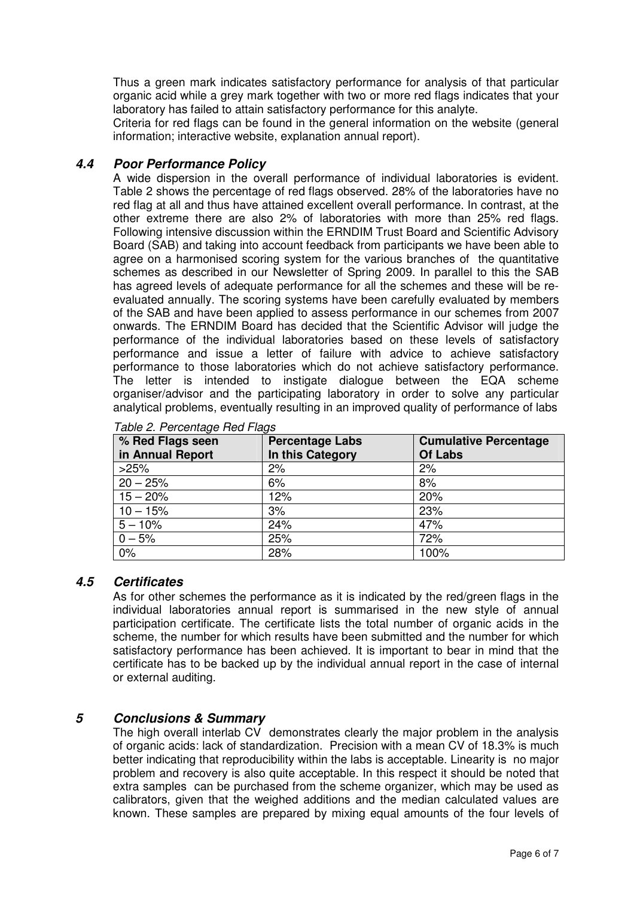Thus a green mark indicates satisfactory performance for analysis of that particular organic acid while a grey mark together with two or more red flags indicates that your laboratory has failed to attain satisfactory performance for this analyte.
Criteria for red flags can be found in the general information on the website (general information; interactive website, explanation annual report).

### *4.4 Poor Performance Policy*

A wide dispersion in the overall performance of individual laboratories is evident. Table 2 shows the percentage of red flags observed. 28% of the laboratories have no red flag at all and thus have attained excellent overall performance. In contrast, at the other extreme there are also 2% of laboratories with more than 25% red flags. Following intensive discussion within the ERNDIM Trust Board and Scientific Advisory Board (SAB) and taking into account feedback from participants we have been able to agree on a harmonised scoring system for the various branches of the quantitative schemes as described in our Newsletter of Spring 2009. In parallel to this the SAB has agreed levels of adequate performance for all the schemes and these will be re-evaluated annually. The scoring systems have been carefully evaluated by members of the SAB and have been applied to assess performance in our schemes from 2007 onwards. The ERNDIM Board has decided that the Scientific Advisor will judge the performance of the individual laboratories based on these levels of satisfactory performance and issue a letter of failure with advice to achieve satisfactory performance to those laboratories which do not achieve satisfactory performance. The letter is intended to instigate dialogue between the EQA scheme organiser/advisor and the participating laboratory in order to solve any particular analytical problems, eventually resulting in an improved quality of performance of labs

*Table 2. Percentage Red Flags*

| % Red Flags seen in Annual Report | Percentage Labs In this Category | Cumulative Percentage Of Labs |
|---|---|---|
| >25% | 2% | 2% |
| 20 – 25% | 6% | 8% |
| 15 – 20% | 12% | 20% |
| 10 – 15% | 3% | 23% |
| 5 – 10% | 24% | 47% |
| 0 – 5% | 25% | 72% |
| 0% | 28% | 100% |

### *4.5 Certificates*

As for other schemes the performance as it is indicated by the red/green flags in the individual laboratories annual report is summarised in the new style of annual participation certificate. The certificate lists the total number of organic acids in the scheme, the number for which results have been submitted and the number for which satisfactory performance has been achieved. It is important to bear in mind that the certificate has to be backed up by the individual annual report in the case of internal or external auditing.

## *5 Conclusions & Summary*

The high overall interlab CV demonstrates clearly the major problem in the analysis of organic acids: lack of standardization. Precision with a mean CV of 18.3% is much better indicating that reproducibility within the labs is acceptable. Linearity is no major problem and recovery is also quite acceptable. In this respect it should be noted that extra samples can be purchased from the scheme organizer, which may be used as calibrators, given that the weighed additions and the median calculated values are known. These samples are prepared by mixing equal amounts of the four levels of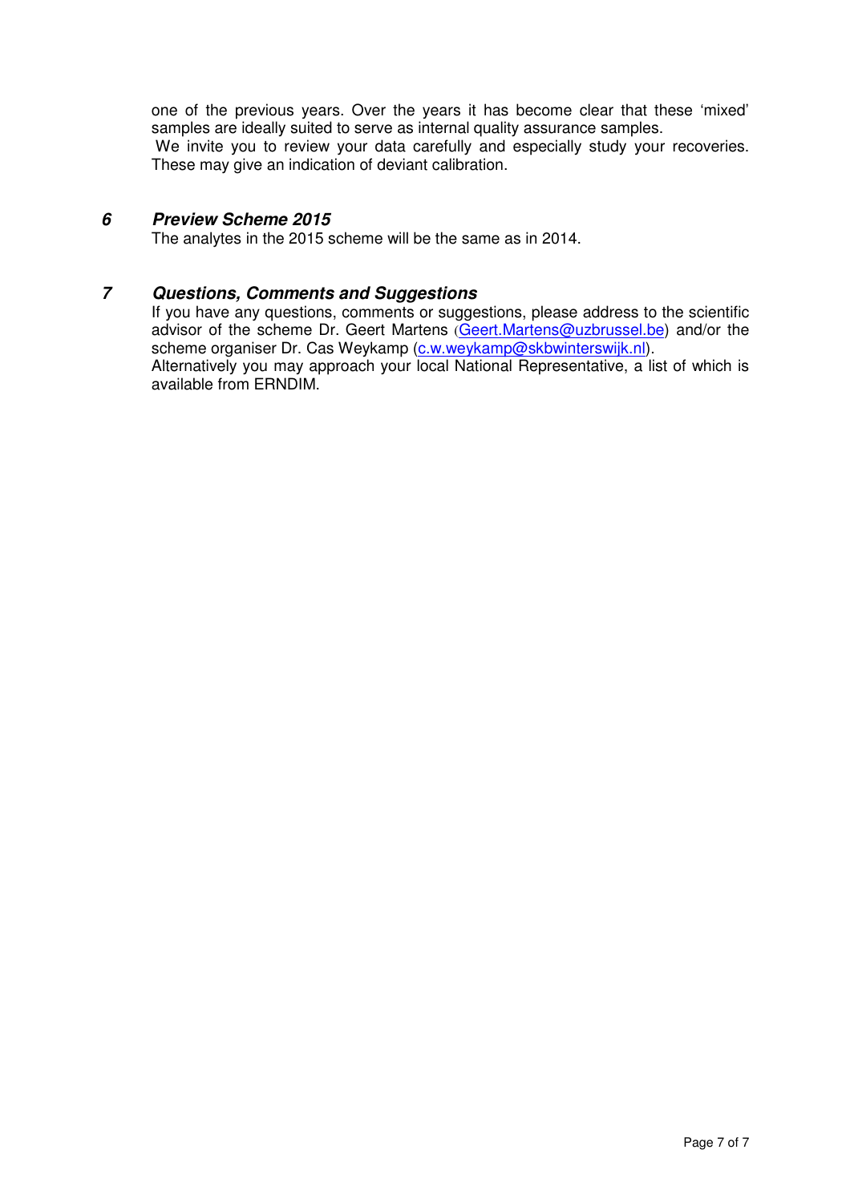one of the previous years. Over the years it has become clear that these 'mixed' samples are ideally suited to serve as internal quality assurance samples.
We invite you to review your data carefully and especially study your recoveries. These may give an indication of deviant calibration.

## 6 Preview Scheme 2015

The analytes in the 2015 scheme will be the same as in 2014.

## 7 Questions, Comments and Suggestions

If you have any questions, comments or suggestions, please address to the scientific advisor of the scheme Dr. Geert Martens (Geert.Martens@uzbrussel.be) and/or the scheme organiser Dr. Cas Weykamp (c.w.weykamp@skbwinterswijk.nl).
Alternatively you may approach your local National Representative, a list of which is available from ERNDIM.